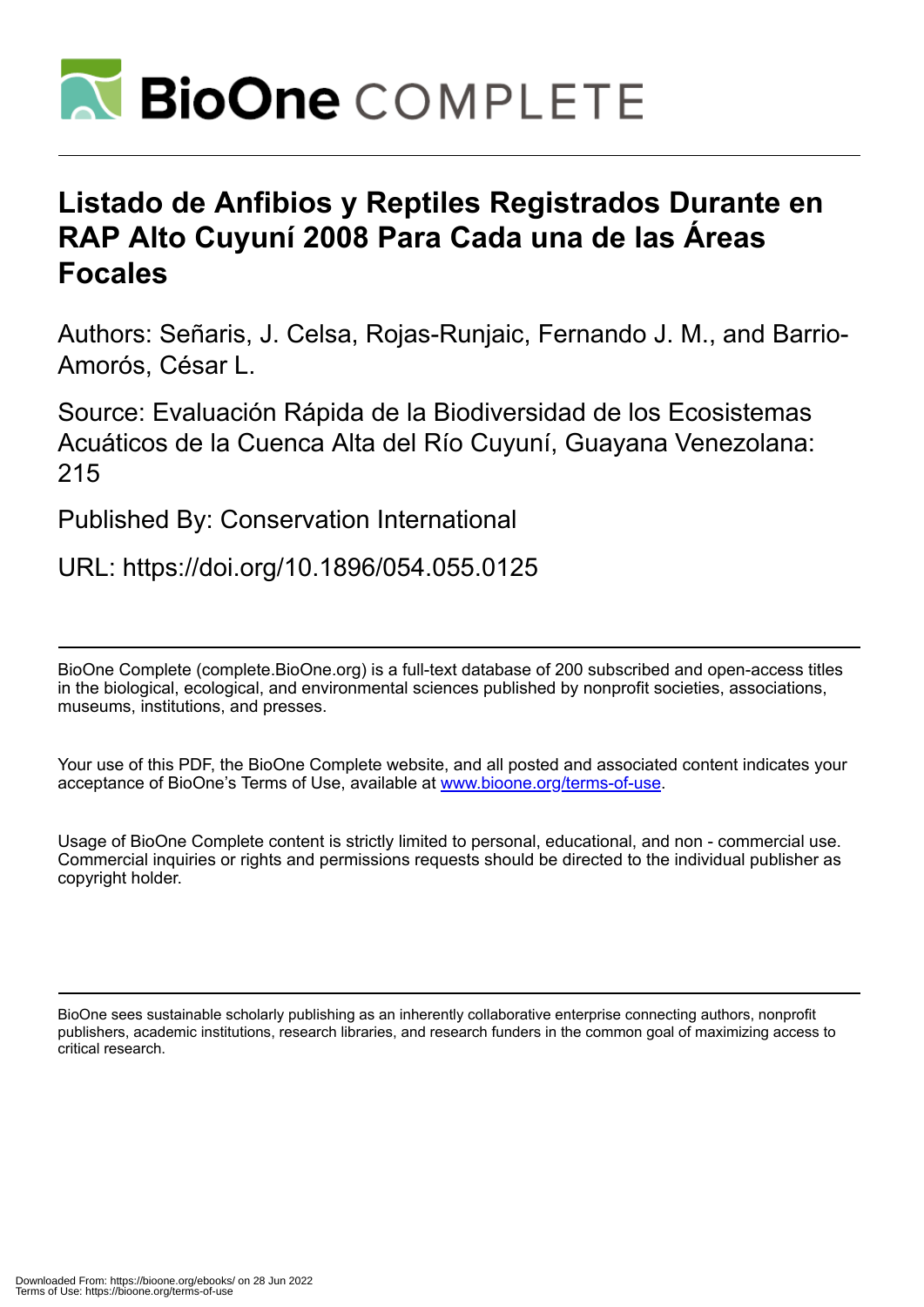# BioOne COMPLETE

## Listado de Anfibios y Reptiles Registrados Durante en RAP Alto Cuyuní 2008 Para Cada una de las Áreas Focales

Authors: Señaris, J. Celsa, Rojas-Runjaic, Fernando J. M., and Barrio-Amorós, César L.

Source: Evaluación Rápida de la Biodiversidad de los Ecosistemas Acuáticos de la Cuenca Alta del Río Cuyuní, Guayana Venezolana: 215

Published By: Conservation International

URL: https://doi.org/10.1896/054.055.0125

---

BioOne Complete (complete.BioOne.org) is a full-text database of 200 subscribed and open-access titles in the biological, ecological, and environmental sciences published by nonprofit societies, associations, museums, institutions, and presses.

Your use of this PDF, the BioOne Complete website, and all posted and associated content indicates your acceptance of BioOne's Terms of Use, available at www.bioone.org/terms-of-use.

Usage of BioOne Complete content is strictly limited to personal, educational, and non - commercial use. Commercial inquiries or rights and permissions requests should be directed to the individual publisher as copyright holder.

---

BioOne sees sustainable scholarly publishing as an inherently collaborative enterprise connecting authors, nonprofit publishers, academic institutions, research libraries, and research funders in the common goal of maximizing access to critical research.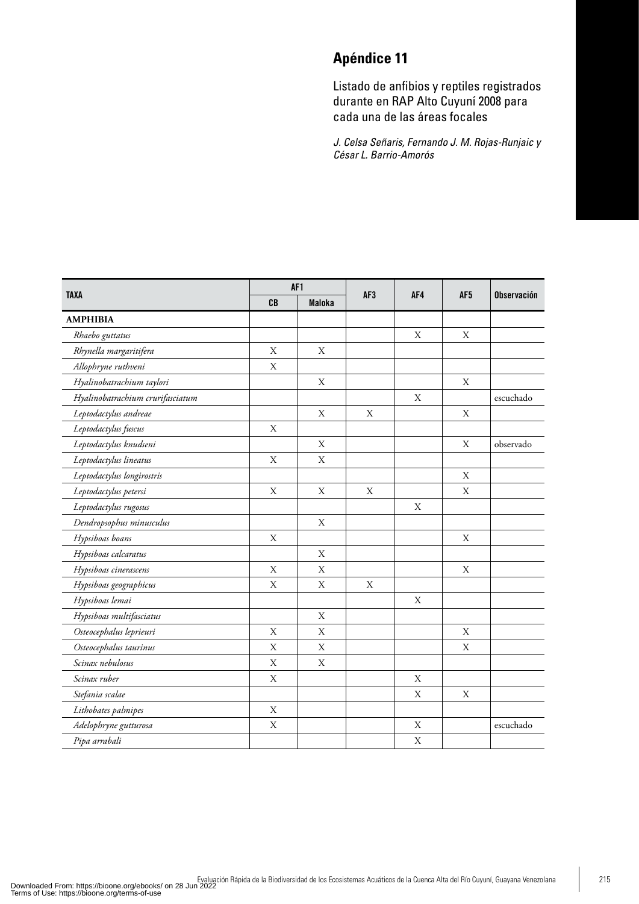# Apéndice 11

Listado de anfibios y reptiles registrados durante en RAP Alto Cuyuní 2008 para cada una de las áreas focales

*J. Celsa Señaris, Fernando J. M. Rojas-Runjaic y César L. Barrio-Amorós*

| TAXA | AF1 | | AF3 | AF4 | AF5 | Observación |
|---|---|---|---|---|---|---|
| | CB | Maloka | | | | |
| **AMPHIBIA** | | | | | | |
| *Rhaebo guttatus* | | | | X | X | |
| *Rhynella margaritifera* | X | X | | | | |
| *Allophryne ruthveni* | X | | | | | |
| *Hyalinobatrachium taylori* | | X | | | X | |
| *Hyalinobatrachium crurifasciatum* | | | | X | | escuchado |
| *Leptodactylus andreae* | | X | X | | X | |
| *Leptodactylus fuscus* | X | | | | | |
| *Leptodactylus knudseni* | | X | | | X | observado |
| *Leptodactylus lineatus* | X | X | | | | |
| *Leptodactylus longirostris* | | | | | X | |
| *Leptodactylus petersi* | X | X | X | | X | |
| *Leptodactylus rugosus* | | | | X | | |
| *Dendropsophus minusculus* | | X | | | | |
| *Hypsiboas boans* | X | | | | X | |
| *Hypsiboas calcaratus* | | X | | | | |
| *Hypsiboas cinerascens* | X | X | | | X | |
| *Hypsiboas geographicus* | X | X | X | | | |
| *Hypsiboas lemai* | | | | X | | |
| *Hypsiboas multifasciatus* | | X | | | | |
| *Osteocephalus leprieuri* | X | X | | | X | |
| *Osteocephalus taurinus* | X | X | | | X | |
| *Scinax nebulosus* | X | X | | | | |
| *Scinax ruber* | X | | | X | | |
| *Stefania scalae* | | | | X | X | |
| *Lithobates palmipes* | X | | | | | |
| *Adelophryne gutturosa* | X | | | X | | escuchado |
| *Pipa arrabali* | | | | X | | |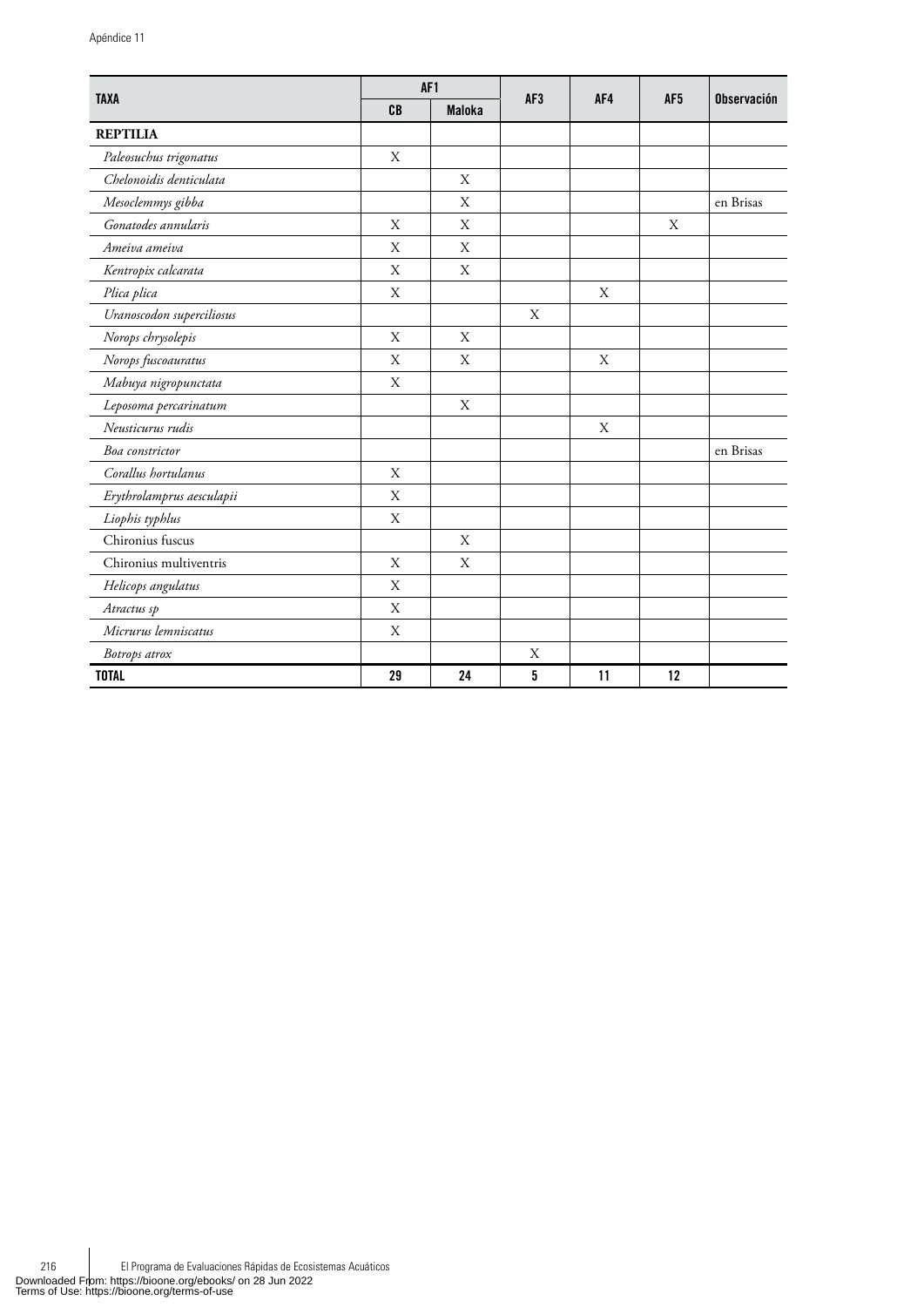| TAXA | AF1 | | AF3 | AF4 | AF5 | Observación |
|---|---|---|---|---|---|---|
| | CB | Maloka | | | | |
| **REPTILIA** | | | | | | |
| *Paleosuchus trigonatus* | X | | | | | |
| *Chelonoidis denticulata* | | X | | | | |
| *Mesoclemmys gibba* | | X | | | | en Brisas |
| *Gonatodes annularis* | X | X | | | X | |
| *Ameiva ameiva* | X | X | | | | |
| *Kentropix calcarata* | X | X | | | | |
| *Plica plica* | X | | | X | | |
| *Uranoscodon superciliosus* | | | X | | | |
| *Norops chrysolepis* | X | X | | | | |
| *Norops fuscoauratus* | X | X | | X | | |
| *Mabuya nigropunctata* | X | | | | | |
| *Leposoma percarinatum* | | X | | | | |
| *Neusticurus rudis* | | | | X | | |
| *Boa constrictor* | | | | | | en Brisas |
| *Corallus hortulanus* | X | | | | | |
| *Erythrolamprus aesculapii* | X | | | | | |
| *Liophis typhlus* | X | | | | | |
| Chironius fuscus | | X | | | | |
| Chironius multiventris | X | X | | | | |
| *Helicops angulatus* | X | | | | | |
| *Atractus sp* | X | | | | | |
| *Micrurus lemniscatus* | X | | | | | |
| *Botrops atrox* | | | X | | | |
| **TOTAL** | **29** | **24** | **5** | **11** | **12** | |